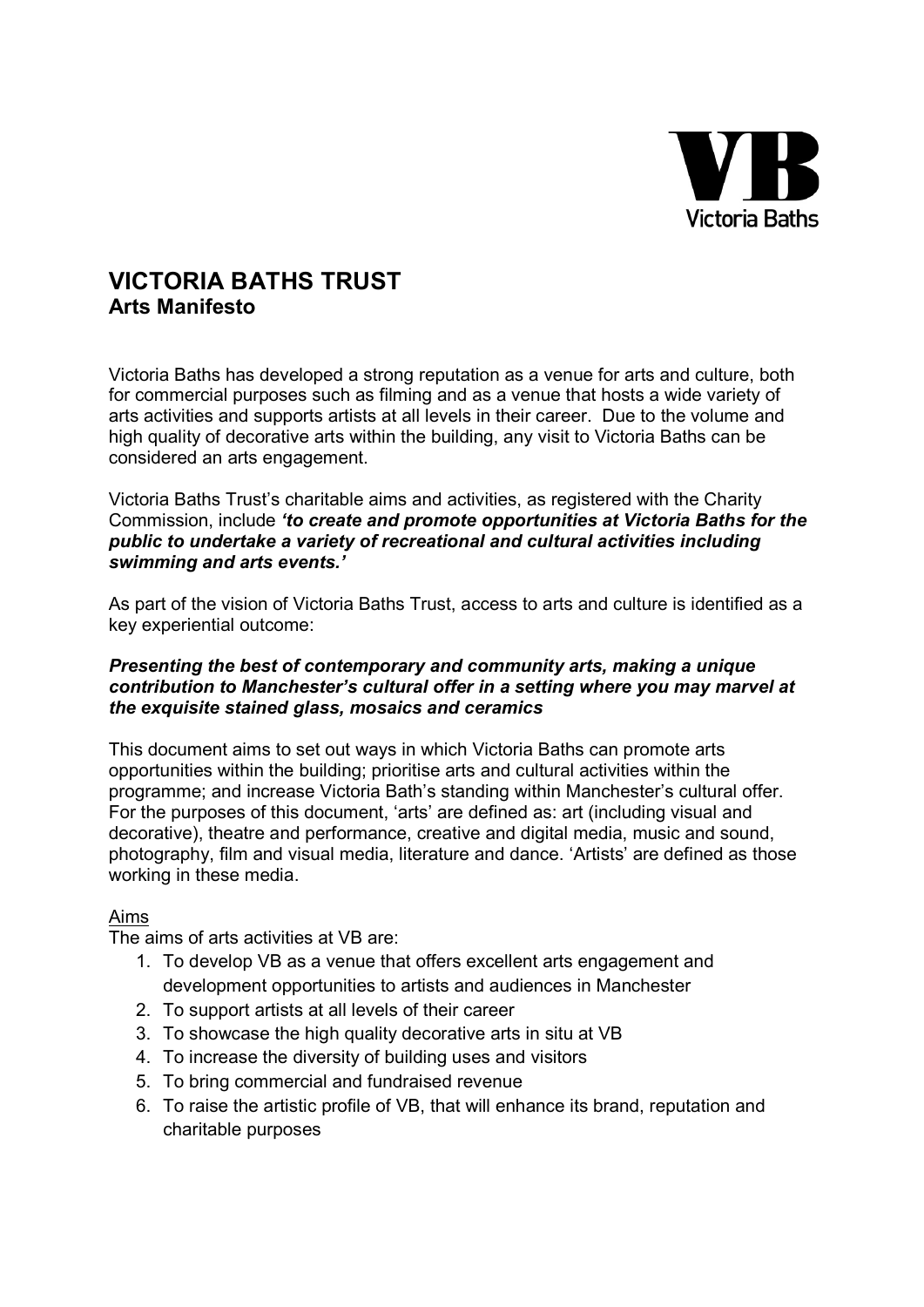# VICTORIA BATHS TRUST
## Arts Manifesto

Victoria Baths has developed a strong reputation as a venue for arts and culture, both for commercial purposes such as filming and as a venue that hosts a wide variety of arts activities and supports artists at all levels in their career. Due to the volume and high quality of decorative arts within the building, any visit to Victoria Baths can be considered an arts engagement.

Victoria Baths Trust's charitable aims and activities, as registered with the Charity Commission, include ***'to create and promote opportunities at Victoria Baths for the public to undertake a variety of recreational and cultural activities including swimming and arts events.'***

As part of the vision of Victoria Baths Trust, access to arts and culture is identified as a key experiential outcome:

***Presenting the best of contemporary and community arts, making a unique contribution to Manchester's cultural offer in a setting where you may marvel at the exquisite stained glass, mosaics and ceramics***

This document aims to set out ways in which Victoria Baths can promote arts opportunities within the building; prioritise arts and cultural activities within the programme; and increase Victoria Bath's standing within Manchester's cultural offer. For the purposes of this document, 'arts' are defined as: art (including visual and decorative), theatre and performance, creative and digital media, music and sound, photography, film and visual media, literature and dance. 'Artists' are defined as those working in these media.

<u>Aims</u>

The aims of arts activities at VB are:

1. To develop VB as a venue that offers excellent arts engagement and development opportunities to artists and audiences in Manchester
2. To support artists at all levels of their career
3. To showcase the high quality decorative arts in situ at VB
4. To increase the diversity of building uses and visitors
5. To bring commercial and fundraised revenue
6. To raise the artistic profile of VB, that will enhance its brand, reputation and charitable purposes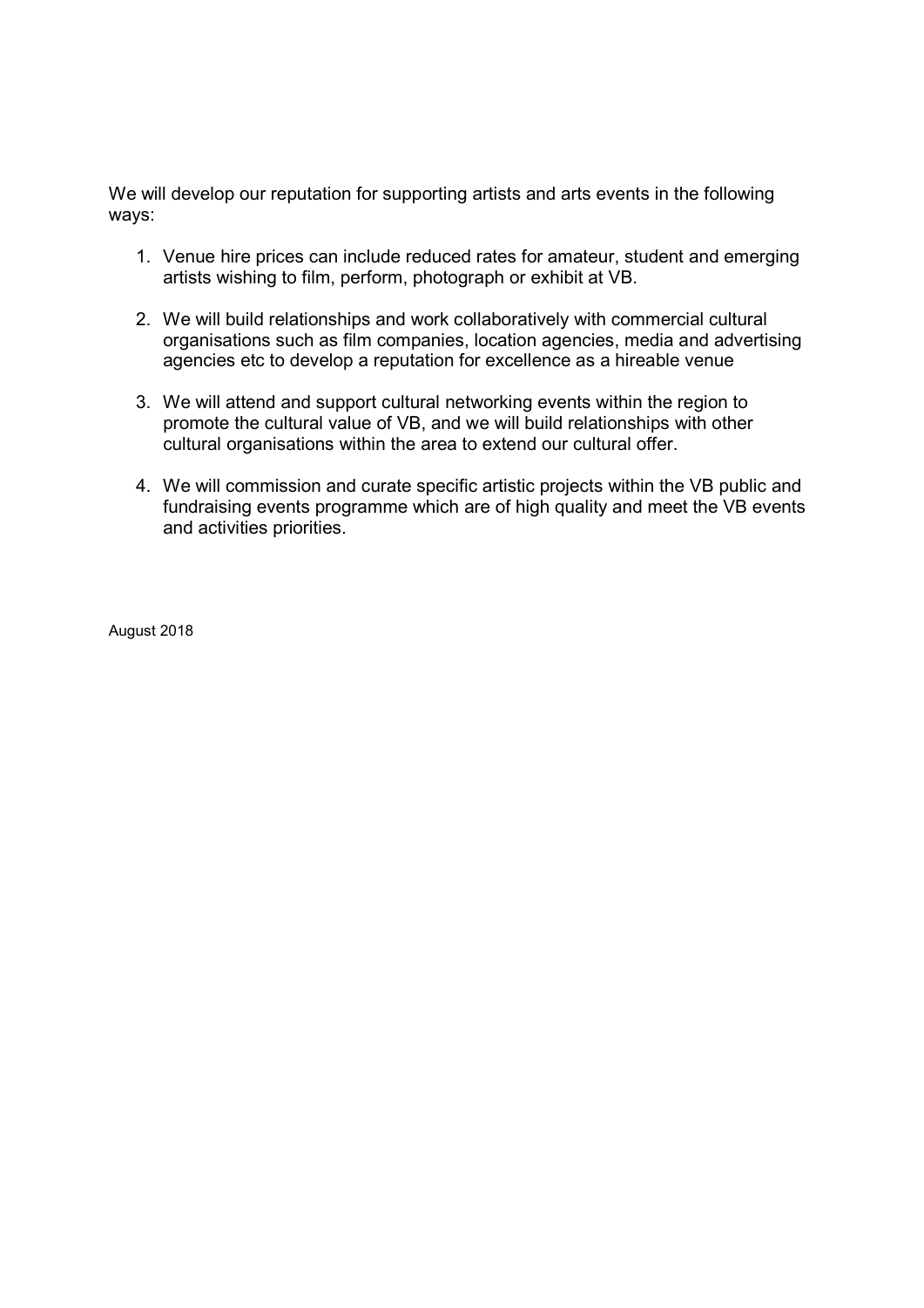We will develop our reputation for supporting artists and arts events in the following ways:

1. Venue hire prices can include reduced rates for amateur, student and emerging artists wishing to film, perform, photograph or exhibit at VB.

2. We will build relationships and work collaboratively with commercial cultural organisations such as film companies, location agencies, media and advertising agencies etc to develop a reputation for excellence as a hireable venue

3. We will attend and support cultural networking events within the region to promote the cultural value of VB, and we will build relationships with other cultural organisations within the area to extend our cultural offer.

4. We will commission and curate specific artistic projects within the VB public and fundraising events programme which are of high quality and meet the VB events and activities priorities.

August 2018